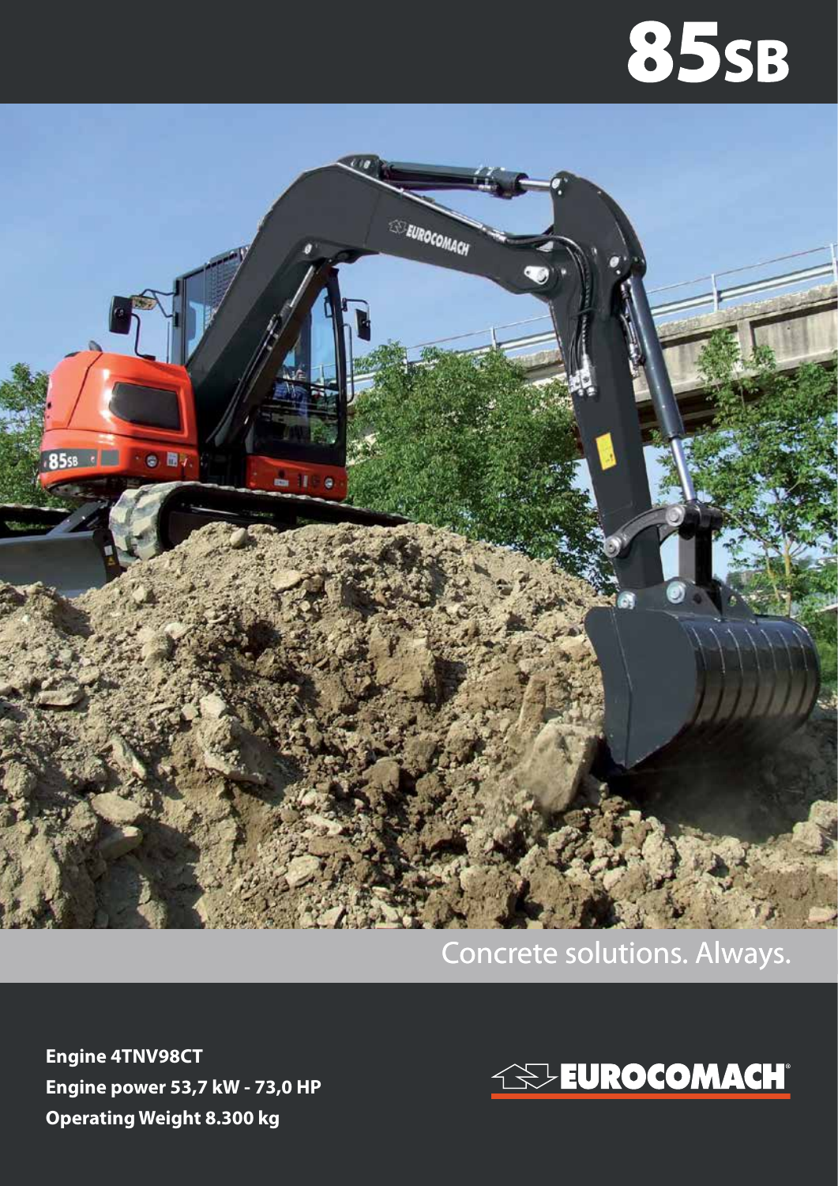# 85SB

Concrete solutions. Always.

**Engine 4TNV98CT**
**Engine power 53,7 kW - 73,0 HP**
**Operating Weight 8.300 kg**

EUROCOMACH®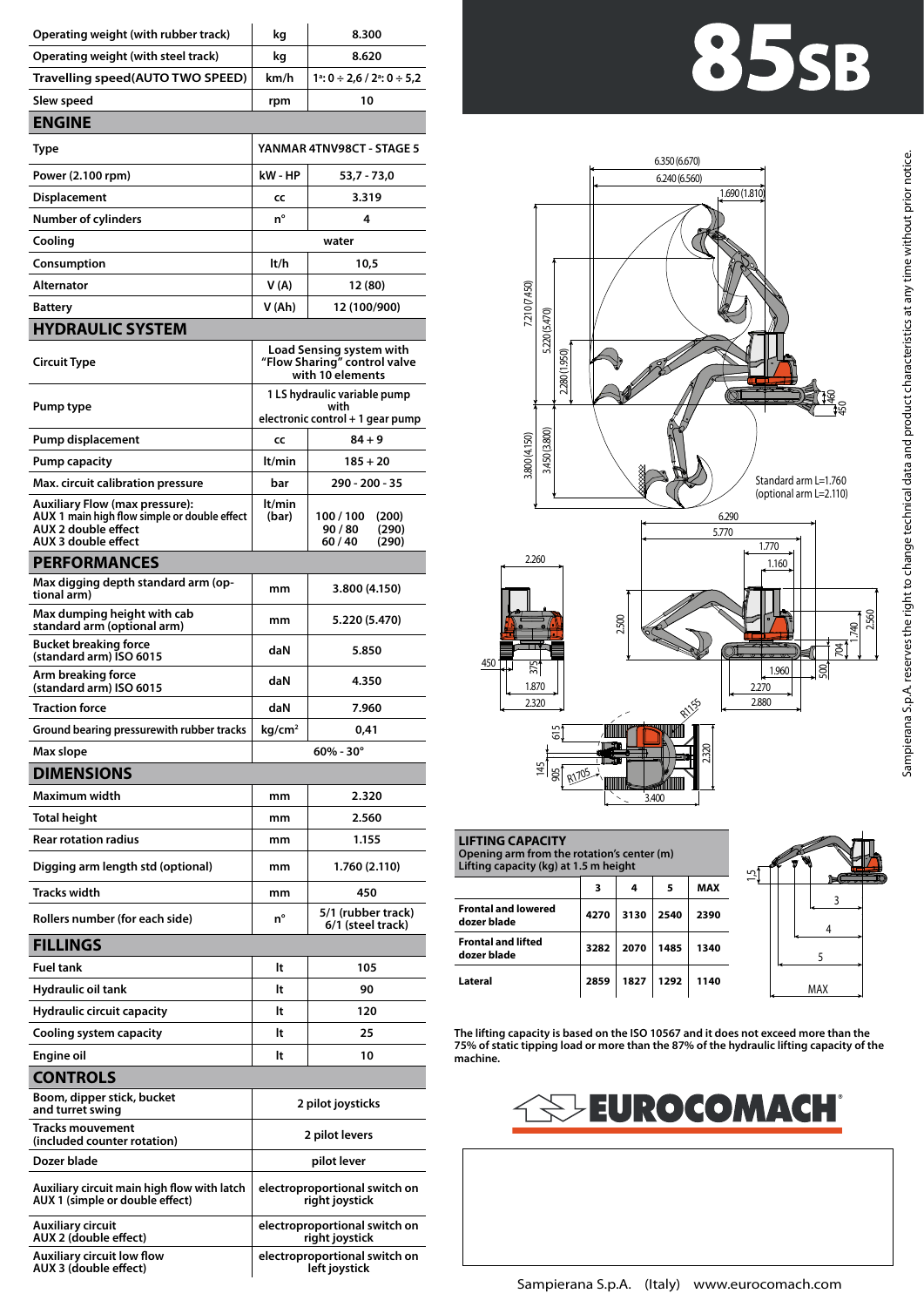| | | |
|---|---|---|
| Operating weight (with rubber track) | kg | 8.300 |
| Operating weight (with steel track) | kg | 8.620 |
| Travelling speed(AUTO TWO SPEED) | km/h | 1ª: 0 ÷ 2,6 / 2ª: 0 ÷ 5,2 |
| Slew speed | rpm | 10 |

## ENGINE

| | | |
|---|---|---|
| Type | YANMAR 4TNV98CT - STAGE 5 | |
| Power (2.100 rpm) | kW - HP | 53,7 - 73,0 |
| Displacement | cc | 3.319 |
| Number of cylinders | n° | 4 |
| Cooling | water | |
| Consumption | lt/h | 10,5 |
| Alternator | V (A) | 12 (80) |
| Battery | V (Ah) | 12 (100/900) |

## HYDRAULIC SYSTEM

| | | |
|---|---|---|
| Circuit Type | Load Sensing system with "Flow Sharing" control valve with 10 elements | |
| Pump type | 1 LS hydraulic variable pump with electronic control + 1 gear pump | |
| Pump displacement | cc | 84 + 9 |
| Pump capacity | lt/min | 185 + 20 |
| Max. circuit calibration pressure | bar | 290 - 200 - 35 |
| Auxiliary Flow (max pressure): AUX 1 main high flow simple or double effect / AUX 2 double effect / AUX 3 double effect | lt/min (bar) | 100 / 100 (200) / 90 / 80 (290) / 60 / 40 (290) |

## PERFORMANCES

| | | |
|---|---|---|
| Max digging depth standard arm (optional arm) | mm | 3.800 (4.150) |
| Max dumping height with cab standard arm (optional arm) | mm | 5.220 (5.470) |
| Bucket breaking force (standard arm) ISO 6015 | daN | 5.850 |
| Arm breaking force (standard arm) ISO 6015 | daN | 4.350 |
| Traction force | daN | 7.960 |
| Ground bearing pressurewith rubber tracks | kg/cm² | 0,41 |
| Max slope | 60% - 30° | |

## DIMENSIONS

| | | |
|---|---|---|
| Maximum width | mm | 2.320 |
| Total height | mm | 2.560 |
| Rear rotation radius | mm | 1.155 |
| Digging arm length std (optional) | mm | 1.760 (2.110) |
| Tracks width | mm | 450 |
| Rollers number (for each side) | n° | 5/1 (rubber track) 6/1 (steel track) |

## FILLINGS

| | | |
|---|---|---|
| Fuel tank | lt | 105 |
| Hydraulic oil tank | lt | 90 |
| Hydraulic circuit capacity | lt | 120 |
| Cooling system capacity | lt | 25 |
| Engine oil | lt | 10 |

## CONTROLS

| | |
|---|---|
| Boom, dipper stick, bucket and turret swing | 2 pilot joysticks |
| Tracks mouvement (included counter rotation) | 2 pilot levers |
| Dozer blade | pilot lever |
| Auxiliary circuit main high flow with latch AUX 1 (simple or double effect) | electroproportional switch on right joystick |
| Auxiliary circuit AUX 2 (double effect) | electroproportional switch on right joystick |
| Auxiliary circuit low flow AUX 3 (double effect) | electroproportional switch on left joystick |

# 85SB

6.350 (6.670)
6.240 (6.560)
1.690 (1.810)
7.210 (7.450)
5.220 (5.470)
2.280 (1.950)
3.800 (4.150)
3.450 (3.800)
460
450
Standard arm L=1.760
(optional arm L=2.110)

2.260
450
375
1.870
2.320
6.290
5.770
1.770
1.160
2.500
1.960
2.270
2.880
500
704
1.740
2.560

615
145
905
R1705
R1155
2.320
3.400

## LIFTING CAPACITY

**Opening arm from the rotation's center (m)**
**Lifting capacity (kg) at 1.5 m height**

| | 3 | 4 | 5 | MAX |
|---|---|---|---|---|
| Frontal and lowered dozer blade | 4270 | 3130 | 2540 | 2390 |
| Frontal and lifted dozer blade | 3282 | 2070 | 1485 | 1340 |
| Lateral | 2859 | 1827 | 1292 | 1140 |

1,5
3
4
5
MAX

**The lifting capacity is based on the ISO 10567 and it does not exceed more than the 75% of static tipping load or more than the 87% of the hydraulic lifting capacity of the machine.**

EUROCOMACH®

Sampierana S.p.A. (Italy) www.eurocomach.com

Sampierana S.p.A. reserves the right to change technical data and product characteristics at any time without prior notice.